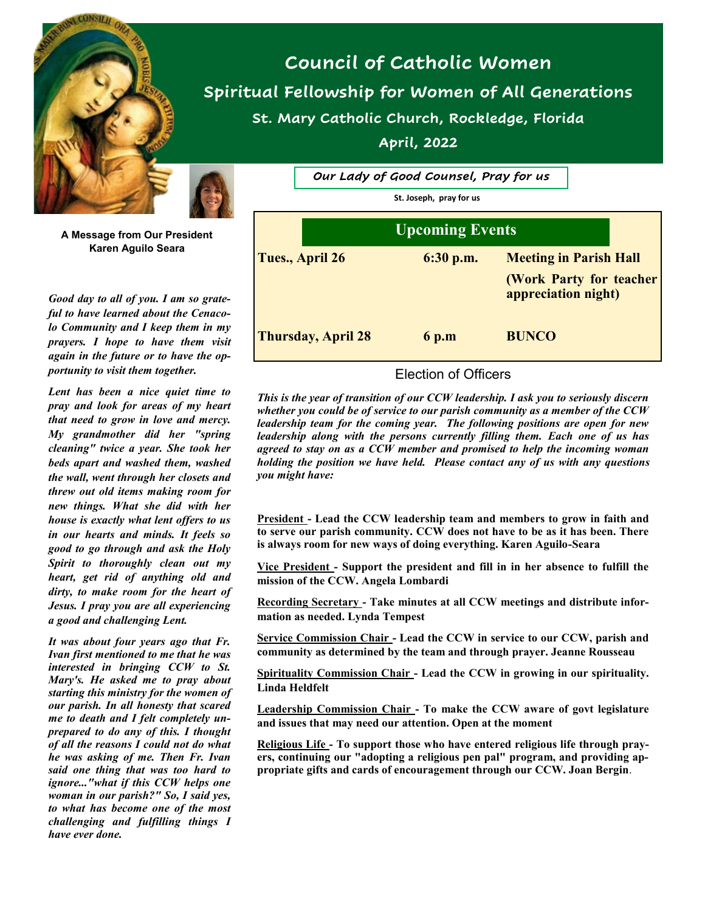// Council of Catholic Women

## Spiritual Fellowship for Women of All Generations

### St. Mary Catholic Church, Rockledge, Florida

### April, 2022

*Our Lady of Good Counsel, Pray for us*

St. Joseph, pray for us

**A Message from Our President**
**Karen Aguilo Seara**

***Good day to all of you. I am so grateful to have learned about the Cenacolo Community and I keep them in my prayers. I hope to have them visit again in the future or to have the opportunity to visit them together.***

***Lent has been a nice quiet time to pray and look for areas of my heart that need to grow in love and mercy. My grandmother did her "spring cleaning" twice a year. She took her beds apart and washed them, washed the wall, went through her closets and threw out old items making room for new things. What she did with her house is exactly what lent offers to us in our hearts and minds. It feels so good to go through and ask the Holy Spirit to thoroughly clean out my heart, get rid of anything old and dirty, to make room for the heart of Jesus. I pray you are all experiencing a good and challenging Lent.***

***It was about four years ago that Fr. Ivan first mentioned to me that he was interested in bringing CCW to St. Mary's. He asked me to pray about starting this ministry for the women of our parish. In all honesty that scared me to death and I felt completely unprepared to do any of this. I thought of all the reasons I could not do what he was asking of me. Then Fr. Ivan said one thing that was too hard to ignore..."what if this CCW helps one woman in our parish?" So, I said yes, to what has become one of the most challenging and fulfilling things I have ever done.***

## Upcoming Events

| | | |
|---|---|---|
| **Tues., April 26** | **6:30 p.m.** | **Meeting in Parish Hall** **(Work Party for teacher appreciation night)** |
| **Thursday, April 28** | **6 p.m** | **BUNCO** |

## Election of Officers

***This is the year of transition of our CCW leadership. I ask you to seriously discern whether you could be of service to our parish community as a member of the CCW leadership team for the coming year. The following positions are open for new leadership along with the persons currently filling them. Each one of us has agreed to stay on as a CCW member and promised to help the incoming woman holding the position we have held. Please contact any of us with any questions you might have:***

**President - Lead the CCW leadership team and members to grow in faith and to serve our parish community. CCW does not have to be as it has been. There is always room for new ways of doing everything. Karen Aguilo-Seara**

**Vice President - Support the president and fill in in her absence to fulfill the mission of the CCW. Angela Lombardi**

**Recording Secretary - Take minutes at all CCW meetings and distribute information as needed. Lynda Tempest**

**Service Commission Chair - Lead the CCW in service to our CCW, parish and community as determined by the team and through prayer. Jeanne Rousseau**

**Spirituality Commission Chair - Lead the CCW in growing in our spirituality. Linda Heldfelt**

**Leadership Commission Chair - To make the CCW aware of govt legislature and issues that may need our attention. Open at the moment**

**Religious Life - To support those who have entered religious life through prayers, continuing our "adopting a religious pen pal" program, and providing appropriate gifts and cards of encouragement through our CCW. Joan Bergin.**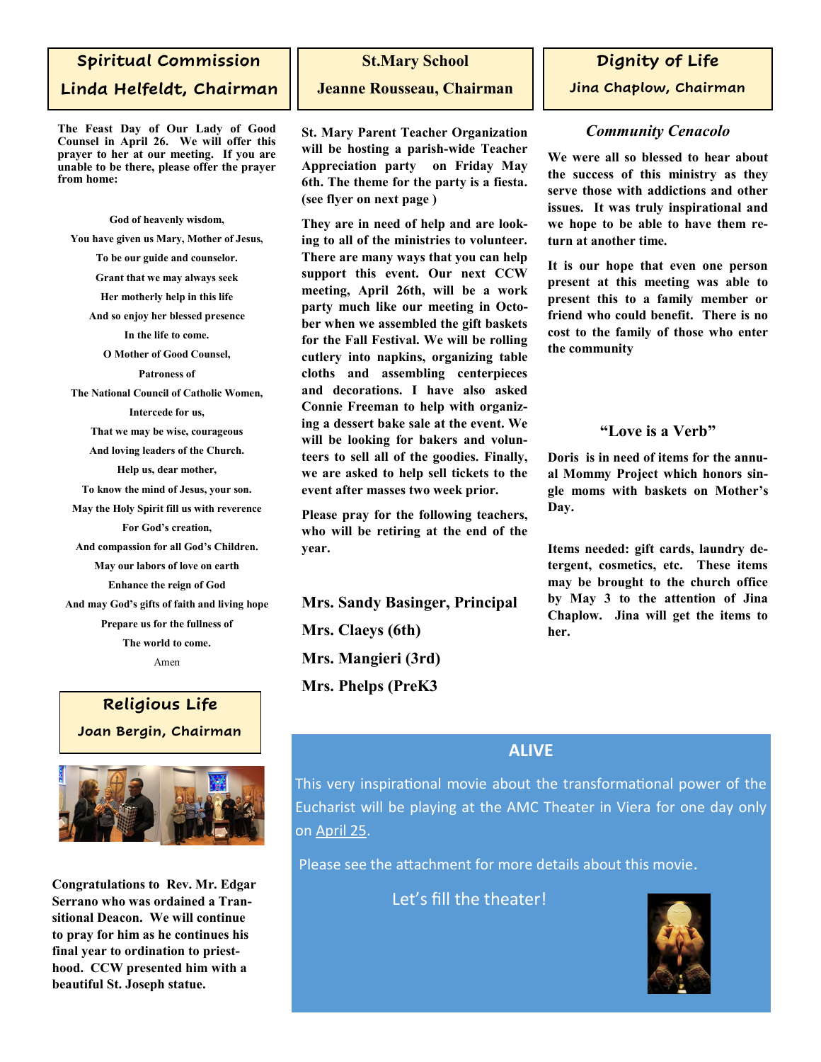## Spiritual Commission

### Linda Helfeldt, Chairman

**The Feast Day of Our Lady of Good Counsel in April 26. We will offer this prayer to her at our meeting. If you are unable to be there, please offer the prayer from home:**

**God of heavenly wisdom,**
**You have given us Mary, Mother of Jesus,**
**To be our guide and counselor.**
**Grant that we may always seek**
**Her motherly help in this life**
**And so enjoy her blessed presence**
**In the life to come.**
**O Mother of Good Counsel,**
**Patroness of**
**The National Council of Catholic Women,**
**Intercede for us,**
**That we may be wise, courageous**
**And loving leaders of the Church.**
**Help us, dear mother,**
**To know the mind of Jesus, your son.**
**May the Holy Spirit fill us with reverence**
**For God's creation,**
**And compassion for all God's Children.**
**May our labors of love on earth**
**Enhance the reign of God**
**And may God's gifts of faith and living hope**
**Prepare us for the fullness of**
**The world to come.**
Amen

## Religious Life

### Joan Bergin, Chairman

**Congratulations to Rev. Mr. Edgar Serrano who was ordained a Transitional Deacon. We will continue to pray for him as he continues his final year to ordination to priesthood. CCW presented him with a beautiful St. Joseph statue.**

## St.Mary School

### Jeanne Rousseau, Chairman

**St. Mary Parent Teacher Organization will be hosting a parish-wide Teacher Appreciation party on Friday May 6th. The theme for the party is a fiesta. (see flyer on next page )**

**They are in need of help and are looking to all of the ministries to volunteer. There are many ways that you can help support this event. Our next CCW meeting, April 26th, will be a work party much like our meeting in October when we assembled the gift baskets for the Fall Festival. We will be rolling cutlery into napkins, organizing table cloths and assembling centerpieces and decorations. I have also asked Connie Freeman to help with organizing a dessert bake sale at the event. We will be looking for bakers and volunteers to sell all of the goodies. Finally, we are asked to help sell tickets to the event after masses two week prior.**

**Please pray for the following teachers, who will be retiring at the end of the year.**

**Mrs. Sandy Basinger, Principal**
**Mrs. Claeys (6th)**
**Mrs. Mangieri (3rd)**
**Mrs. Phelps (PreK3**

## Dignity of Life

### Jina Chaplow, Chairman

***Community Cenacolo***

**We were all so blessed to hear about the success of this ministry as they serve those with addictions and other issues. It was truly inspirational and we hope to be able to have them return at another time.**

**It is our hope that even one person present at this meeting was able to present this to a family member or friend who could benefit. There is no cost to the family of those who enter the community**

**"Love is a Verb"**

**Doris is in need of items for the annual Mommy Project which honors single moms with baskets on Mother's Day.**

**Items needed: gift cards, laundry detergent, cosmetics, etc. These items may be brought to the church office by May 3 to the attention of Jina Chaplow. Jina will get the items to her.**

## ALIVE

This very inspirational movie about the transformational power of the Eucharist will be playing at the AMC Theater in Viera for one day only on April 25.

Please see the attachment for more details about this movie.

Let's fill the theater!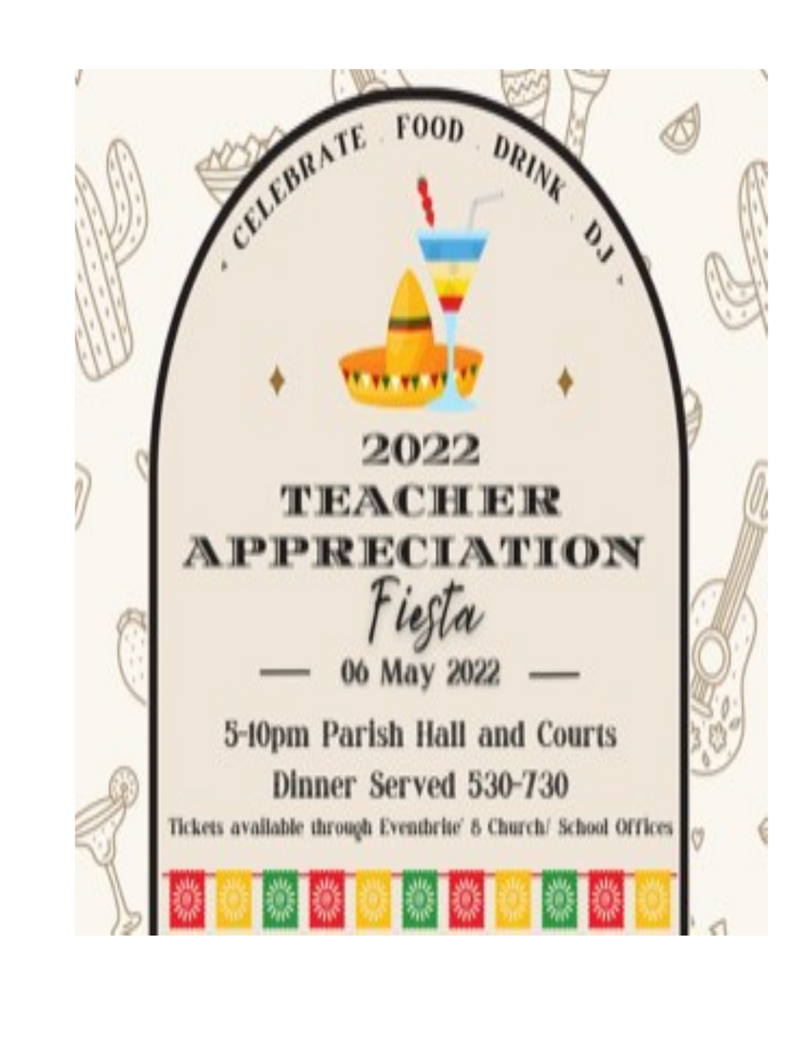CELEBRATE · FOOD · DRINK · DJ

# 2022 TEACHER APPRECIATION *Fiesta*

— 06 May 2022 —

5-10pm Parish Hall and Courts

Dinner Served 530-730

Tickets available through Eventbrite' & Church/ School Offices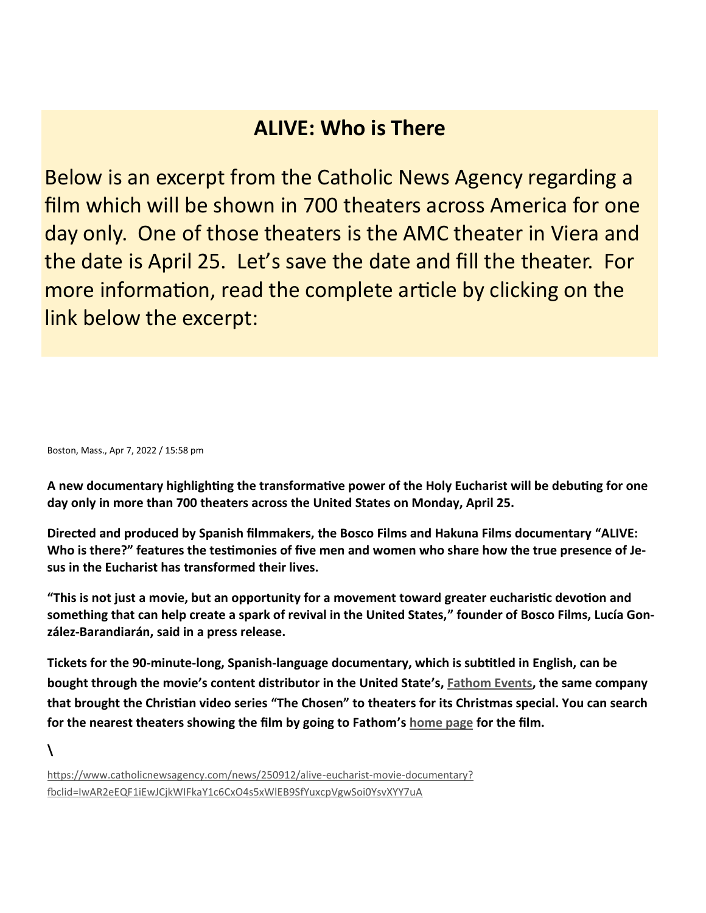## ALIVE: Who is There

Below is an excerpt from the Catholic News Agency regarding a film which will be shown in 700 theaters across America for one day only. One of those theaters is the AMC theater in Viera and the date is April 25. Let's save the date and fill the theater. For more information, read the complete article by clicking on the link below the excerpt:

Boston, Mass., Apr 7, 2022 / 15:58 pm

**A new documentary highlighting the transformative power of the Holy Eucharist will be debuting for one day only in more than 700 theaters across the United States on Monday, April 25.**

**Directed and produced by Spanish filmmakers, the Bosco Films and Hakuna Films documentary "ALIVE: Who is there?" features the testimonies of five men and women who share how the true presence of Jesus in the Eucharist has transformed their lives.**

**"This is not just a movie, but an opportunity for a movement toward greater eucharistic devotion and something that can help create a spark of revival in the United States," founder of Bosco Films, Lucía González-Barandiarán, said in a press release.**

**Tickets for the 90-minute-long, Spanish-language documentary, which is subtitled in English, can be bought through the movie's content distributor in the United State's, Fathom Events, the same company that brought the Christian video series "The Chosen" to theaters for its Christmas special. You can search for the nearest theaters showing the film by going to Fathom's home page for the film.**

\

https://www.catholicnewsagency.com/news/250912/alive-eucharist-movie-documentary?fbclid=IwAR2eEQF1iEwJCjkWIFkaY1c6CxO4s5xWlEB9SfYuxcpVgwSoi0YsvXYY7uA